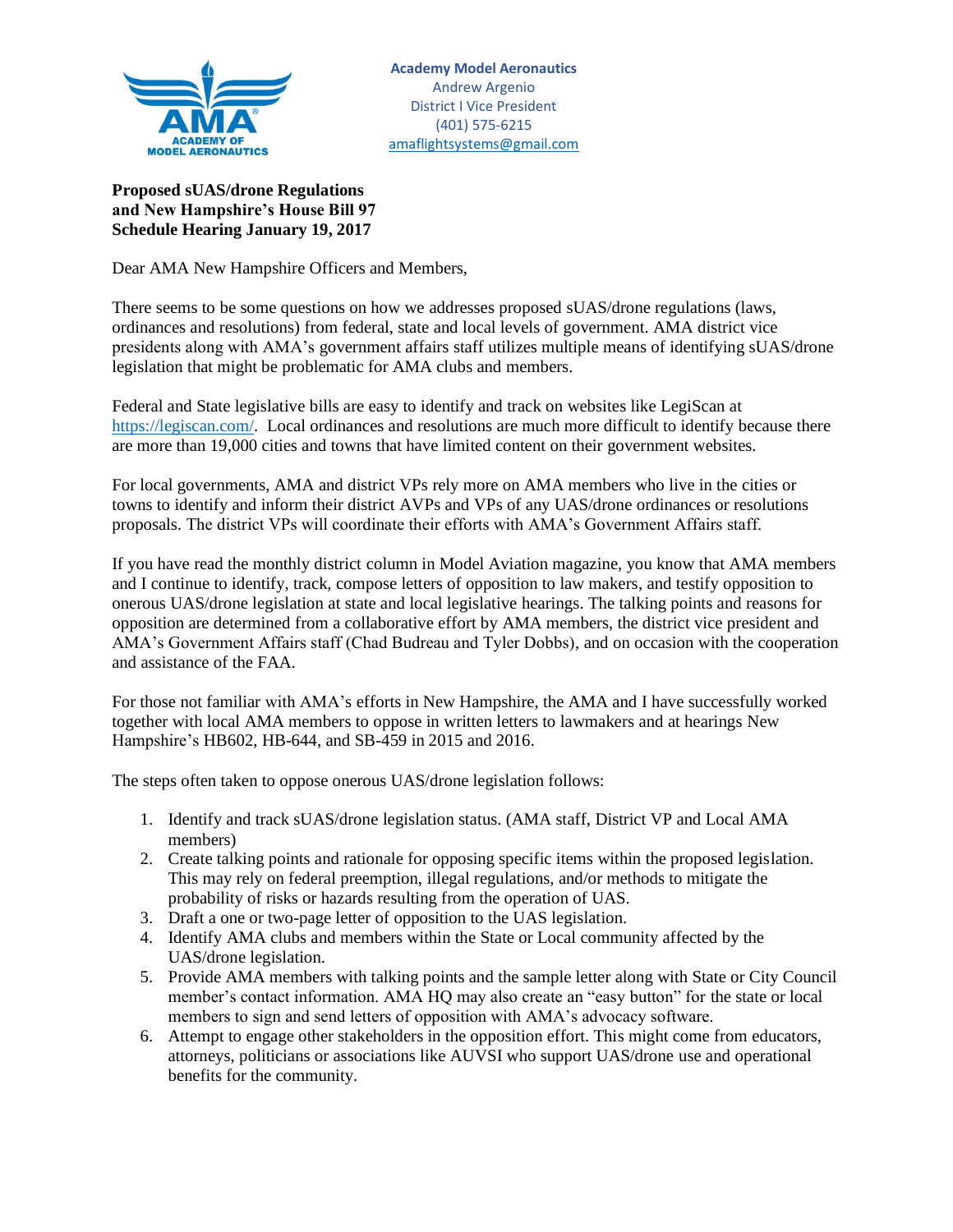**Academy Model Aeronautics**
Andrew Argenio
District I Vice President
(401) 575-6215
amaflightsystems@gmail.com

**Proposed sUAS/drone Regulations and New Hampshire's House Bill 97 Schedule Hearing January 19, 2017**

Dear AMA New Hampshire Officers and Members,

There seems to be some questions on how we addresses proposed sUAS/drone regulations (laws, ordinances and resolutions) from federal, state and local levels of government. AMA district vice presidents along with AMA's government affairs staff utilizes multiple means of identifying sUAS/drone legislation that might be problematic for AMA clubs and members.

Federal and State legislative bills are easy to identify and track on websites like LegiScan at https://legiscan.com/. Local ordinances and resolutions are much more difficult to identify because there are more than 19,000 cities and towns that have limited content on their government websites.

For local governments, AMA and district VPs rely more on AMA members who live in the cities or towns to identify and inform their district AVPs and VPs of any UAS/drone ordinances or resolutions proposals. The district VPs will coordinate their efforts with AMA's Government Affairs staff.

If you have read the monthly district column in Model Aviation magazine, you know that AMA members and I continue to identify, track, compose letters of opposition to law makers, and testify opposition to onerous UAS/drone legislation at state and local legislative hearings. The talking points and reasons for opposition are determined from a collaborative effort by AMA members, the district vice president and AMA's Government Affairs staff (Chad Budreau and Tyler Dobbs), and on occasion with the cooperation and assistance of the FAA.

For those not familiar with AMA's efforts in New Hampshire, the AMA and I have successfully worked together with local AMA members to oppose in written letters to lawmakers and at hearings New Hampshire's HB602, HB-644, and SB-459 in 2015 and 2016.

The steps often taken to oppose onerous UAS/drone legislation follows:

1. Identify and track sUAS/drone legislation status. (AMA staff, District VP and Local AMA members)
2. Create talking points and rationale for opposing specific items within the proposed legislation. This may rely on federal preemption, illegal regulations, and/or methods to mitigate the probability of risks or hazards resulting from the operation of UAS.
3. Draft a one or two-page letter of opposition to the UAS legislation.
4. Identify AMA clubs and members within the State or Local community affected by the UAS/drone legislation.
5. Provide AMA members with talking points and the sample letter along with State or City Council member's contact information. AMA HQ may also create an "easy button" for the state or local members to sign and send letters of opposition with AMA's advocacy software.
6. Attempt to engage other stakeholders in the opposition effort. This might come from educators, attorneys, politicians or associations like AUVSI who support UAS/drone use and operational benefits for the community.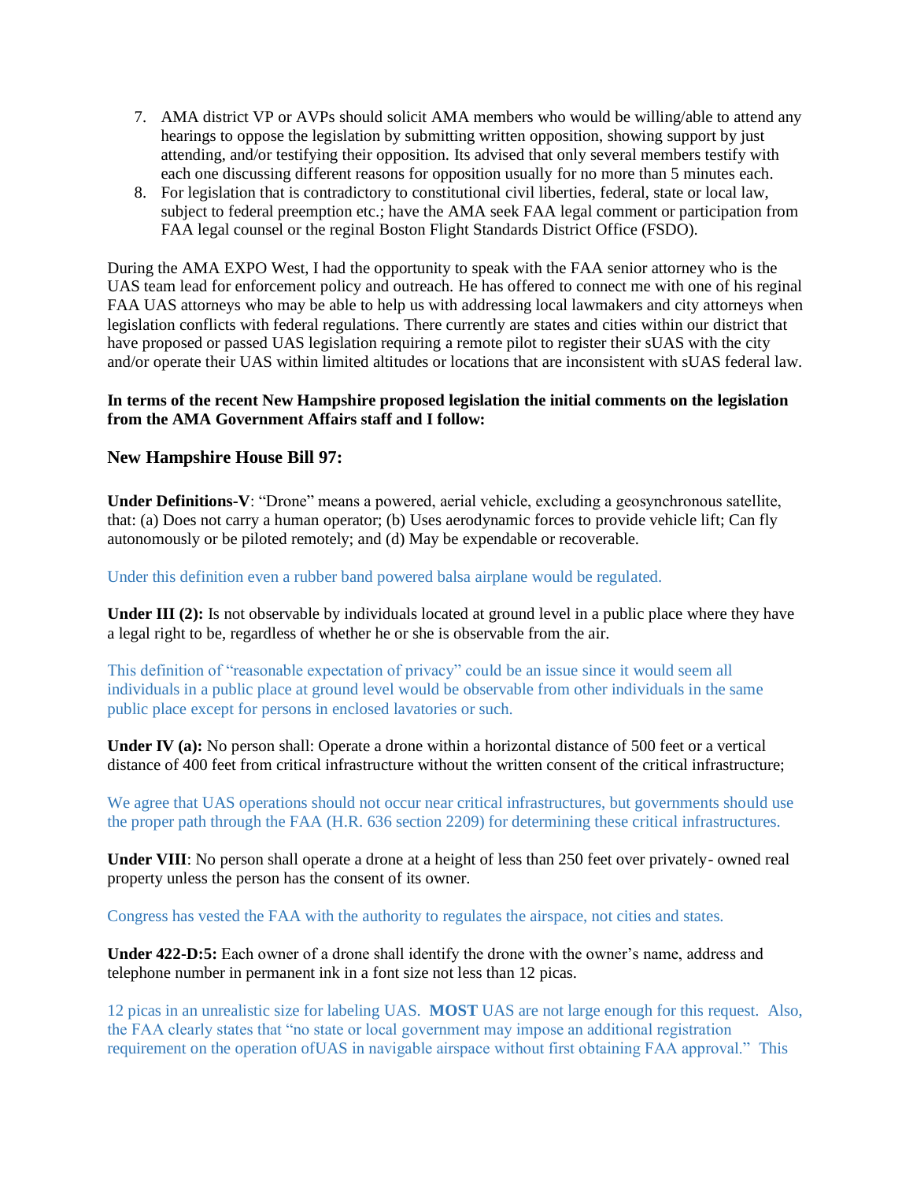7. AMA district VP or AVPs should solicit AMA members who would be willing/able to attend any hearings to oppose the legislation by submitting written opposition, showing support by just attending, and/or testifying their opposition. Its advised that only several members testify with each one discussing different reasons for opposition usually for no more than 5 minutes each.
8. For legislation that is contradictory to constitutional civil liberties, federal, state or local law, subject to federal preemption etc.; have the AMA seek FAA legal comment or participation from FAA legal counsel or the reginal Boston Flight Standards District Office (FSDO).

During the AMA EXPO West, I had the opportunity to speak with the FAA senior attorney who is the UAS team lead for enforcement policy and outreach. He has offered to connect me with one of his reginal FAA UAS attorneys who may be able to help us with addressing local lawmakers and city attorneys when legislation conflicts with federal regulations. There currently are states and cities within our district that have proposed or passed UAS legislation requiring a remote pilot to register their sUAS with the city and/or operate their UAS within limited altitudes or locations that are inconsistent with sUAS federal law.

**In terms of the recent New Hampshire proposed legislation the initial comments on the legislation from the AMA Government Affairs staff and I follow:**

### New Hampshire House Bill 97:

**Under Definitions-V**: "Drone" means a powered, aerial vehicle, excluding a geosynchronous satellite, that: (a) Does not carry a human operator; (b) Uses aerodynamic forces to provide vehicle lift; Can fly autonomously or be piloted remotely; and (d) May be expendable or recoverable.

Under this definition even a rubber band powered balsa airplane would be regulated.

**Under III (2):** Is not observable by individuals located at ground level in a public place where they have a legal right to be, regardless of whether he or she is observable from the air.

This definition of "reasonable expectation of privacy" could be an issue since it would seem all individuals in a public place at ground level would be observable from other individuals in the same public place except for persons in enclosed lavatories or such.

**Under IV (a):** No person shall: Operate a drone within a horizontal distance of 500 feet or a vertical distance of 400 feet from critical infrastructure without the written consent of the critical infrastructure;

We agree that UAS operations should not occur near critical infrastructures, but governments should use the proper path through the FAA (H.R. 636 section 2209) for determining these critical infrastructures.

**Under VIII**: No person shall operate a drone at a height of less than 250 feet over privately- owned real property unless the person has the consent of its owner.

Congress has vested the FAA with the authority to regulates the airspace, not cities and states.

**Under 422-D:5:** Each owner of a drone shall identify the drone with the owner's name, address and telephone number in permanent ink in a font size not less than 12 picas.

12 picas in an unrealistic size for labeling UAS. **MOST** UAS are not large enough for this request. Also, the FAA clearly states that "no state or local government may impose an additional registration requirement on the operation ofUAS in navigable airspace without first obtaining FAA approval." This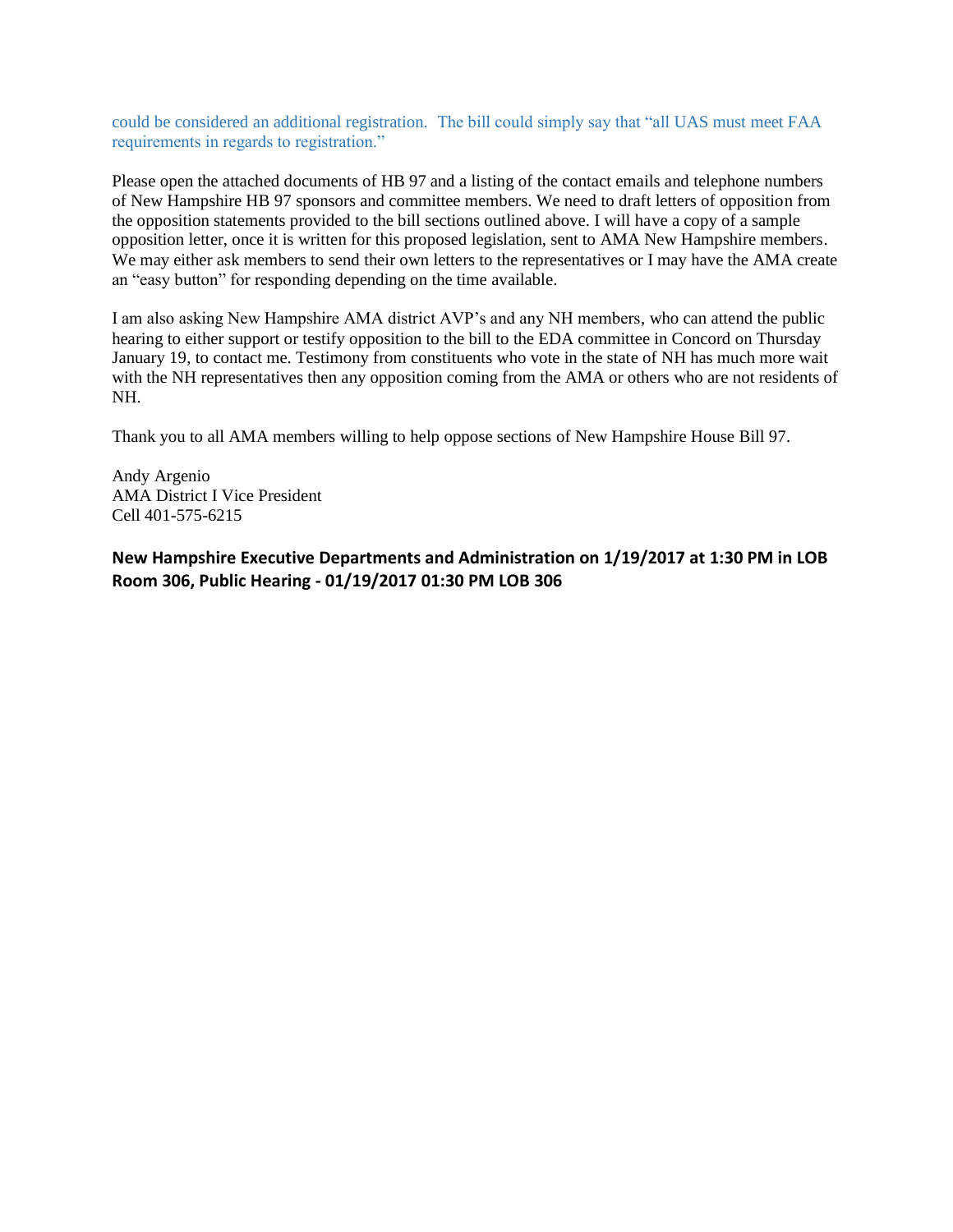could be considered an additional registration. The bill could simply say that "all UAS must meet FAA requirements in regards to registration."

Please open the attached documents of HB 97 and a listing of the contact emails and telephone numbers of New Hampshire HB 97 sponsors and committee members. We need to draft letters of opposition from the opposition statements provided to the bill sections outlined above. I will have a copy of a sample opposition letter, once it is written for this proposed legislation, sent to AMA New Hampshire members. We may either ask members to send their own letters to the representatives or I may have the AMA create an "easy button" for responding depending on the time available.

I am also asking New Hampshire AMA district AVP's and any NH members, who can attend the public hearing to either support or testify opposition to the bill to the EDA committee in Concord on Thursday January 19, to contact me. Testimony from constituents who vote in the state of NH has much more wait with the NH representatives then any opposition coming from the AMA or others who are not residents of NH.

Thank you to all AMA members willing to help oppose sections of New Hampshire House Bill 97.

Andy Argenio
AMA District I Vice President
Cell 401-575-6215

**New Hampshire Executive Departments and Administration on 1/19/2017 at 1:30 PM in LOB Room 306, Public Hearing - 01/19/2017 01:30 PM LOB 306**